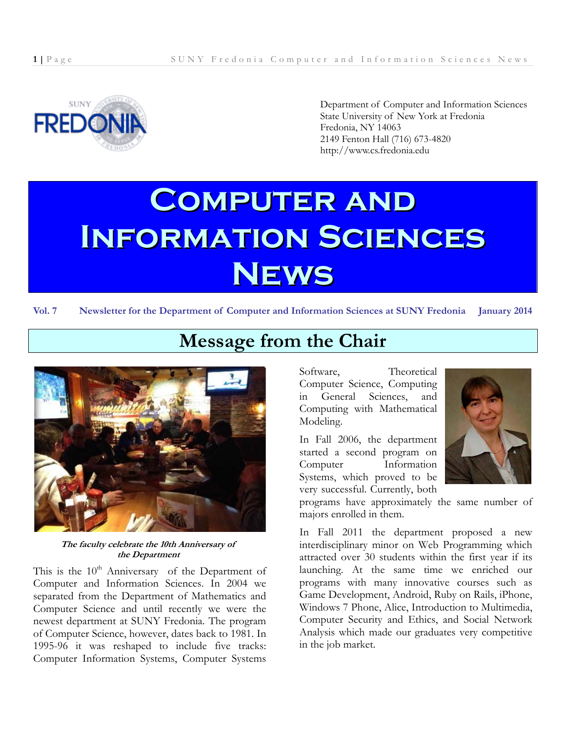Department of Computer and Information Sciences
State University of New York at Fredonia
Fredonia, NY 14063
2149 Fenton Hall (716) 673-4820
http://www.cs.fredonia.edu

# Computer and Information Sciences News

**Vol. 7 Newsletter for the Department of Computer and Information Sciences at SUNY Fredonia January 2014**

## Message from the Chair

***The faculty celebrate the 10th Anniversary of the Department***

This is the 10th Anniversary of the Department of Computer and Information Sciences. In 2004 we separated from the Department of Mathematics and Computer Science and until recently we were the newest department at SUNY Fredonia. The program of Computer Science, however, dates back to 1981. In 1995-96 it was reshaped to include five tracks: Computer Information Systems, Computer Systems Software, Theoretical Computer Science, Computing in General Sciences, and Computing with Mathematical Modeling.

In Fall 2006, the department started a second program on Computer Information Systems, which proved to be very successful. Currently, both programs have approximately the same number of majors enrolled in them.

In Fall 2011 the department proposed a new interdisciplinary minor on Web Programming which attracted over 30 students within the first year if its launching. At the same time we enriched our programs with many innovative courses such as Game Development, Android, Ruby on Rails, iPhone, Windows 7 Phone, Alice, Introduction to Multimedia, Computer Security and Ethics, and Social Network Analysis which made our graduates very competitive in the job market.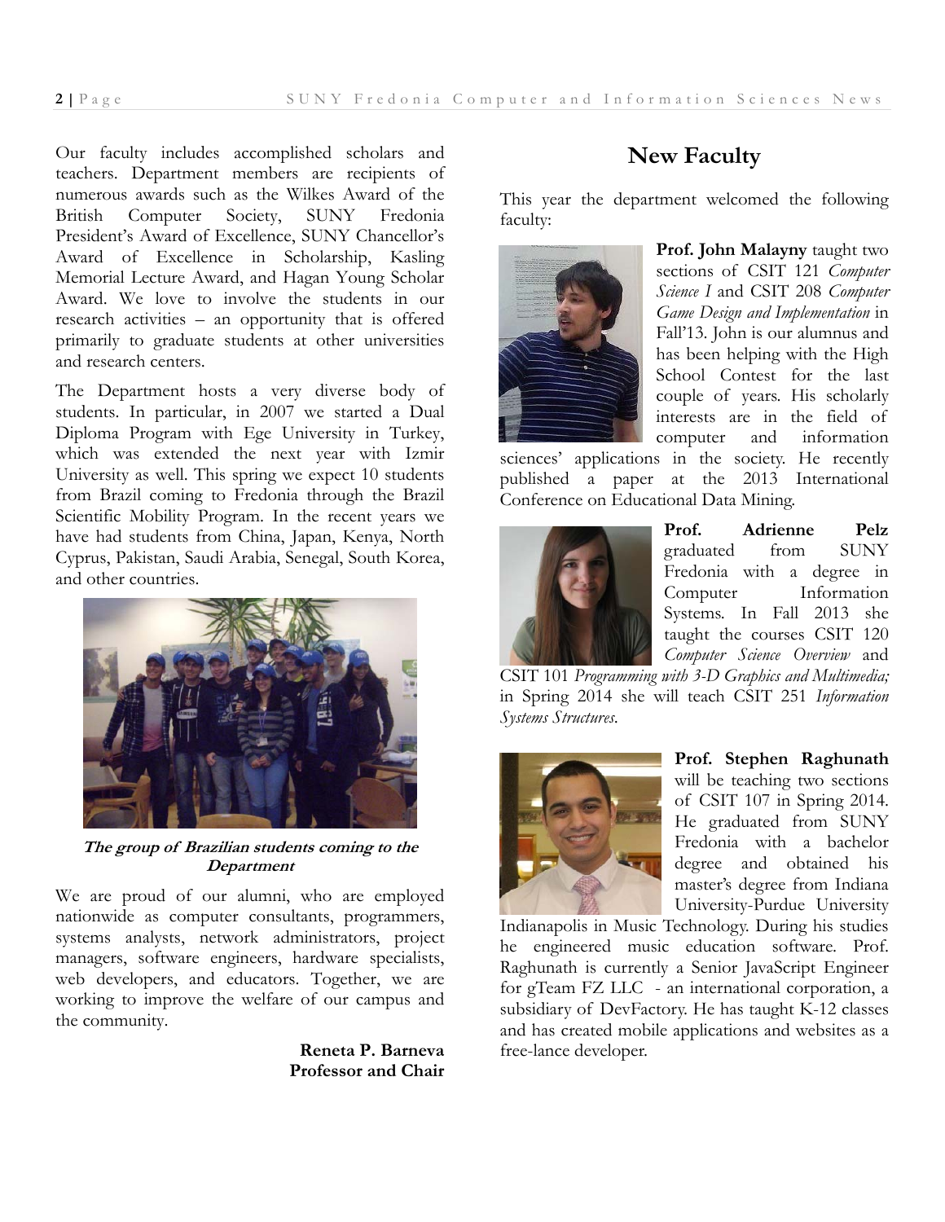Our faculty includes accomplished scholars and teachers. Department members are recipients of numerous awards such as the Wilkes Award of the British Computer Society, SUNY Fredonia President's Award of Excellence, SUNY Chancellor's Award of Excellence in Scholarship, Kasling Memorial Lecture Award, and Hagan Young Scholar Award. We love to involve the students in our research activities – an opportunity that is offered primarily to graduate students at other universities and research centers.

The Department hosts a very diverse body of students. In particular, in 2007 we started a Dual Diploma Program with Ege University in Turkey, which was extended the next year with Izmir University as well. This spring we expect 10 students from Brazil coming to Fredonia through the Brazil Scientific Mobility Program. In the recent years we have had students from China, Japan, Kenya, North Cyprus, Pakistan, Saudi Arabia, Senegal, South Korea, and other countries.

***The group of Brazilian students coming to the Department***

We are proud of our alumni, who are employed nationwide as computer consultants, programmers, systems analysts, network administrators, project managers, software engineers, hardware specialists, web developers, and educators. Together, we are working to improve the welfare of our campus and the community.

**Reneta P. Barneva**
**Professor and Chair**

## New Faculty

This year the department welcomed the following faculty:

**Prof. John Malayny** taught two sections of CSIT 121 *Computer Science I* and CSIT 208 *Computer Game Design and Implementation* in Fall'13. John is our alumnus and has been helping with the High School Contest for the last couple of years. His scholarly interests are in the field of computer and information sciences' applications in the society. He recently published a paper at the 2013 International Conference on Educational Data Mining.

**Prof. Adrienne Pelz** graduated from SUNY Fredonia with a degree in Computer Information Systems. In Fall 2013 she taught the courses CSIT 120 *Computer Science Overview* and CSIT 101 *Programming with 3-D Graphics and Multimedia;* in Spring 2014 she will teach CSIT 251 *Information Systems Structures*.

**Prof. Stephen Raghunath** will be teaching two sections of CSIT 107 in Spring 2014. He graduated from SUNY Fredonia with a bachelor degree and obtained his master's degree from Indiana University-Purdue University Indianapolis in Music Technology. During his studies he engineered music education software. Prof. Raghunath is currently a Senior JavaScript Engineer for gTeam FZ LLC - an international corporation, a subsidiary of DevFactory. He has taught K-12 classes and has created mobile applications and websites as a free-lance developer.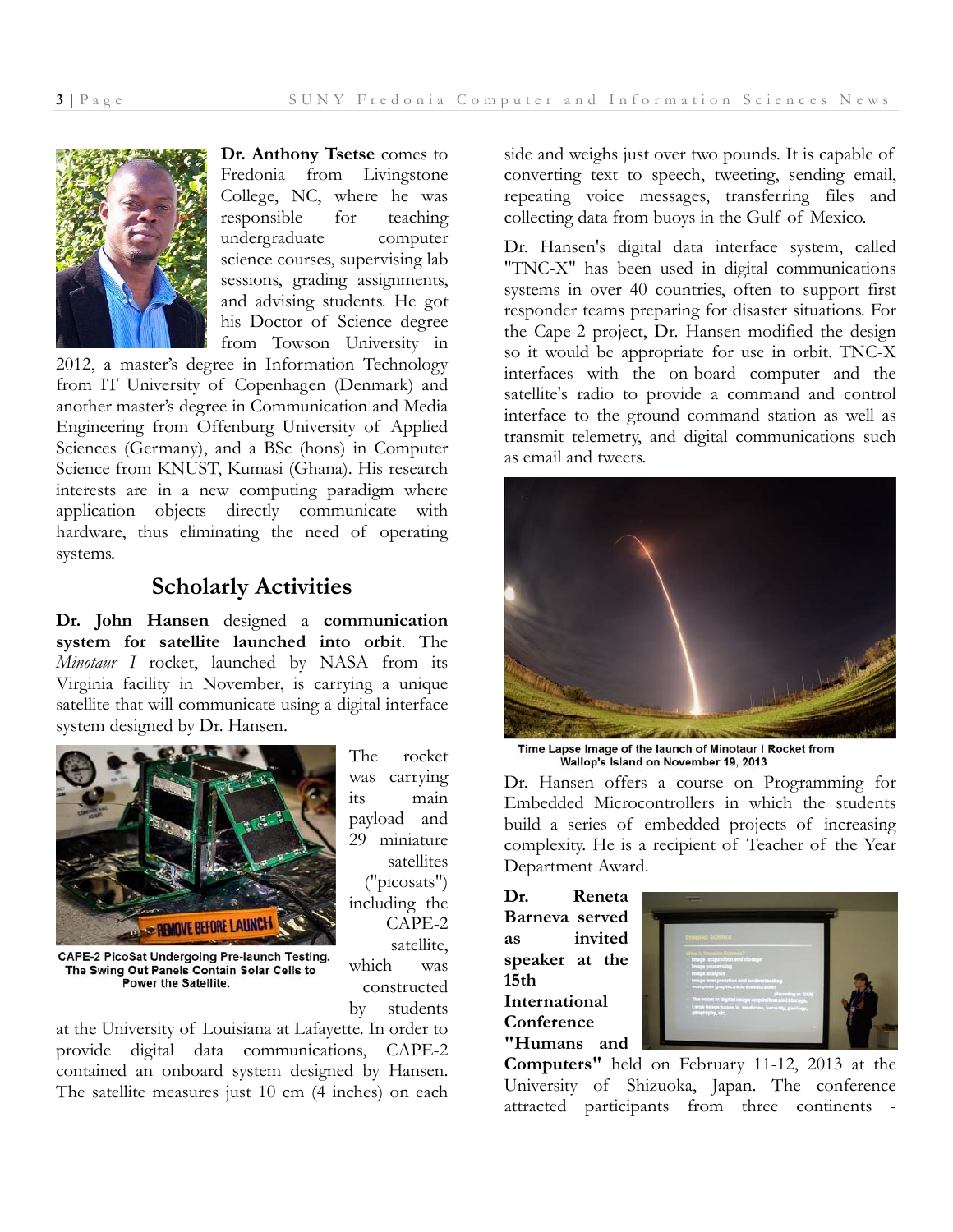**Dr. Anthony Tsetse** comes to Fredonia from Livingstone College, NC, where he was responsible for teaching undergraduate computer science courses, supervising lab sessions, grading assignments, and advising students. He got his Doctor of Science degree from Towson University in 2012, a master's degree in Information Technology from IT University of Copenhagen (Denmark) and another master's degree in Communication and Media Engineering from Offenburg University of Applied Sciences (Germany), and a BSc (hons) in Computer Science from KNUST, Kumasi (Ghana). His research interests are in a new computing paradigm where application objects directly communicate with hardware, thus eliminating the need of operating systems.

## Scholarly Activities

**Dr. John Hansen** designed a **communication system for satellite launched into orbit**. The *Minotaur I* rocket, launched by NASA from its Virginia facility in November, is carrying a unique satellite that will communicate using a digital interface system designed by Dr. Hansen.

CAPE-2 PicoSat Undergoing Pre-launch Testing. The Swing Out Panels Contain Solar Cells to Power the Satellite.

The rocket was carrying its main payload and 29 miniature satellites ("picosats") including the CAPE-2 satellite, which was constructed by students at the University of Louisiana at Lafayette. In order to provide digital data communications, CAPE-2 contained an onboard system designed by Hansen. The satellite measures just 10 cm (4 inches) on each side and weighs just over two pounds. It is capable of converting text to speech, tweeting, sending email, repeating voice messages, transferring files and collecting data from buoys in the Gulf of Mexico.

Dr. Hansen's digital data interface system, called "TNC-X" has been used in digital communications systems in over 40 countries, often to support first responder teams preparing for disaster situations. For the Cape-2 project, Dr. Hansen modified the design so it would be appropriate for use in orbit. TNC-X interfaces with the on-board computer and the satellite's radio to provide a command and control interface to the ground command station as well as transmit telemetry, and digital communications such as email and tweets.

Time Lapse Image of the launch of Minotaur I Rocket from Wallop's Island on November 19, 2013

Dr. Hansen offers a course on Programming for Embedded Microcontrollers in which the students build a series of embedded projects of increasing complexity. He is a recipient of Teacher of the Year Department Award.

**Dr. Reneta Barneva served as invited speaker at the 15th International Conference "Humans and Computers"** held on February 11-12, 2013 at the University of Shizuoka, Japan. The conference attracted participants from three continents -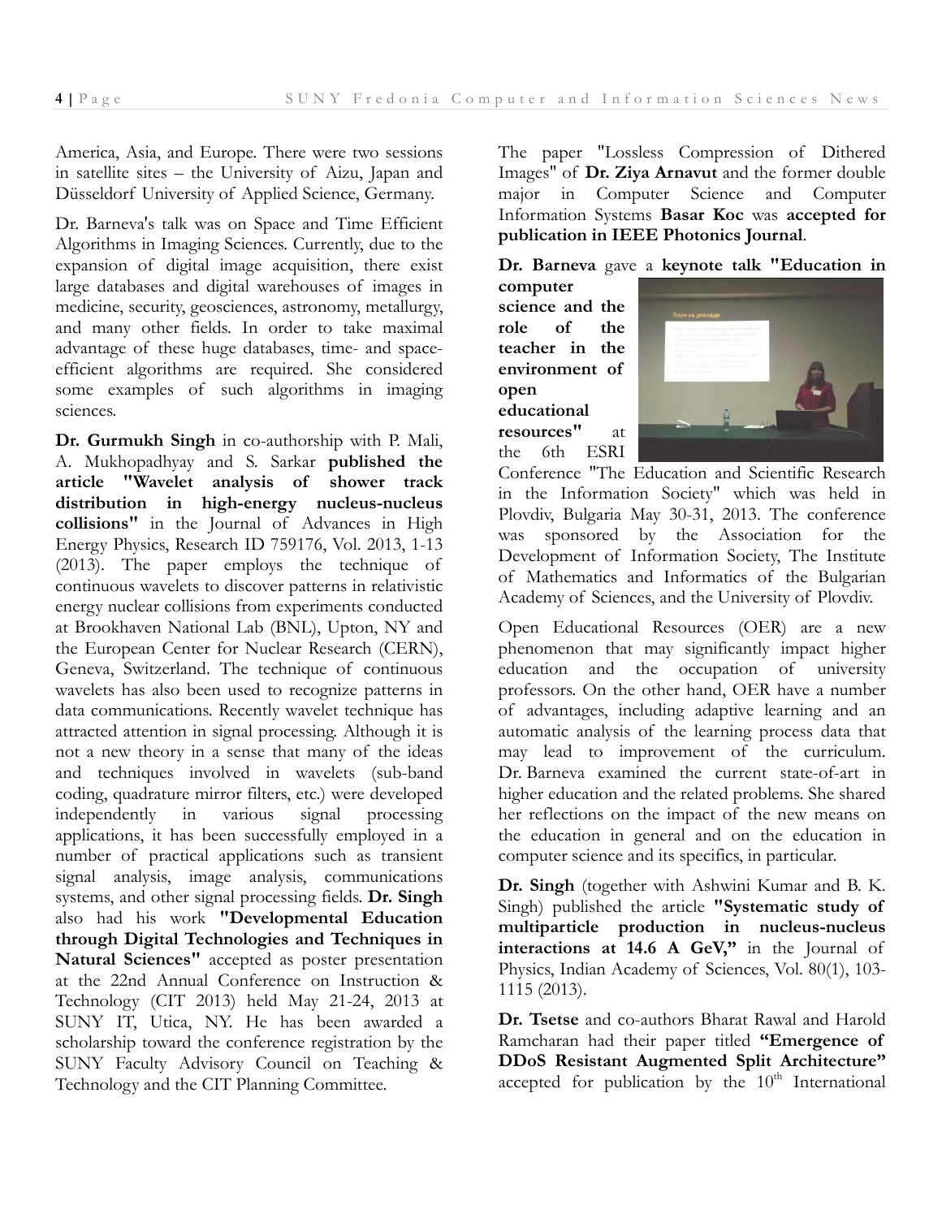America, Asia, and Europe. There were two sessions in satellite sites – the University of Aizu, Japan and Düsseldorf University of Applied Science, Germany.

Dr. Barneva's talk was on Space and Time Efficient Algorithms in Imaging Sciences. Currently, due to the expansion of digital image acquisition, there exist large databases and digital warehouses of images in medicine, security, geosciences, astronomy, metallurgy, and many other fields. In order to take maximal advantage of these huge databases, time- and space-efficient algorithms are required. She considered some examples of such algorithms in imaging sciences.

**Dr. Gurmukh Singh** in co-authorship with P. Mali, A. Mukhopadhyay and S. Sarkar **published the article "Wavelet analysis of shower track distribution in high-energy nucleus-nucleus collisions"** in the Journal of Advances in High Energy Physics, Research ID 759176, Vol. 2013, 1-13 (2013). The paper employs the technique of continuous wavelets to discover patterns in relativistic energy nuclear collisions from experiments conducted at Brookhaven National Lab (BNL), Upton, NY and the European Center for Nuclear Research (CERN), Geneva, Switzerland. The technique of continuous wavelets has also been used to recognize patterns in data communications. Recently wavelet technique has attracted attention in signal processing. Although it is not a new theory in a sense that many of the ideas and techniques involved in wavelets (sub-band coding, quadrature mirror filters, etc.) were developed independently in various signal processing applications, it has been successfully employed in a number of practical applications such as transient signal analysis, image analysis, communications systems, and other signal processing fields. **Dr. Singh** also had his work **"Developmental Education through Digital Technologies and Techniques in Natural Sciences"** accepted as poster presentation at the 22nd Annual Conference on Instruction & Technology (CIT 2013) held May 21-24, 2013 at SUNY IT, Utica, NY. He has been awarded a scholarship toward the conference registration by the SUNY Faculty Advisory Council on Teaching & Technology and the CIT Planning Committee.

The paper "Lossless Compression of Dithered Images" of **Dr. Ziya Arnavut** and the former double major in Computer Science and Computer Information Systems **Basar Koc** was **accepted for publication in IEEE Photonics Journal**.

**Dr. Barneva** gave a **keynote talk "Education in computer science and the role of the teacher in the environment of open educational resources"** at the 6th ESRI Conference "The Education and Scientific Research in the Information Society" which was held in Plovdiv, Bulgaria May 30-31, 2013. The conference was sponsored by the Association for the Development of Information Society, The Institute of Mathematics and Informatics of the Bulgarian Academy of Sciences, and the University of Plovdiv.

Open Educational Resources (OER) are a new phenomenon that may significantly impact higher education and the occupation of university professors. On the other hand, OER have a number of advantages, including adaptive learning and an automatic analysis of the learning process data that may lead to improvement of the curriculum. Dr. Barneva examined the current state-of-art in higher education and the related problems. She shared her reflections on the impact of the new means on the education in general and on the education in computer science and its specifics, in particular.

**Dr. Singh** (together with Ashwini Kumar and B. K. Singh) published the article **"Systematic study of multiparticle production in nucleus-nucleus interactions at 14.6 A GeV,"** in the Journal of Physics, Indian Academy of Sciences, Vol. 80(1), 103-1115 (2013).

**Dr. Tsetse** and co-authors Bharat Rawal and Harold Ramcharan had their paper titled **"Emergence of DDoS Resistant Augmented Split Architecture"** accepted for publication by the 10th International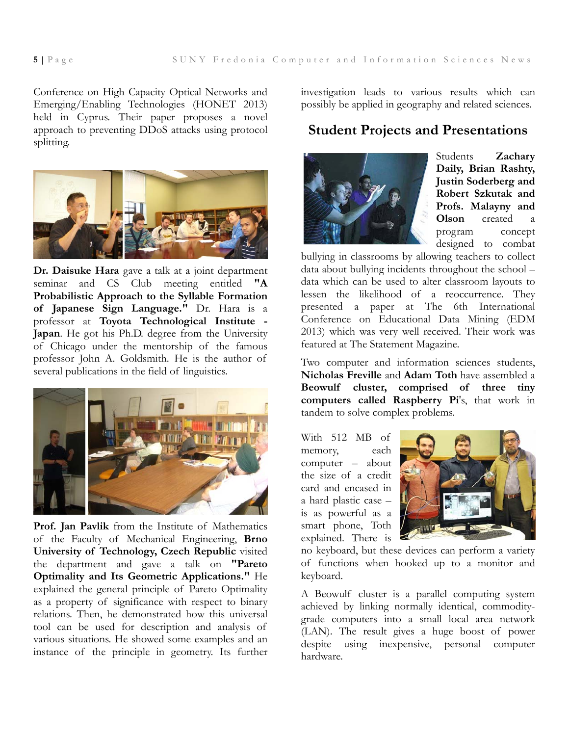Conference on High Capacity Optical Networks and Emerging/Enabling Technologies (HONET 2013) held in Cyprus. Their paper proposes a novel approach to preventing DDoS attacks using protocol splitting.

**Dr. Daisuke Hara** gave a talk at a joint department seminar and CS Club meeting entitled **"A Probabilistic Approach to the Syllable Formation of Japanese Sign Language."** Dr. Hara is a professor at **Toyota Technological Institute - Japan**. He got his Ph.D. degree from the University of Chicago under the mentorship of the famous professor John A. Goldsmith. He is the author of several publications in the field of linguistics.

**Prof. Jan Pavlik** from the Institute of Mathematics of the Faculty of Mechanical Engineering, **Brno University of Technology, Czech Republic** visited the department and gave a talk on **"Pareto Optimality and Its Geometric Applications."** He explained the general principle of Pareto Optimality as a property of significance with respect to binary relations. Then, he demonstrated how this universal tool can be used for description and analysis of various situations. He showed some examples and an instance of the principle in geometry. Its further investigation leads to various results which can possibly be applied in geography and related sciences.

## Student Projects and Presentations

Students **Zachary Daily, Brian Rashty, Justin Soderberg and Robert Szkutak and Profs. Malayny and Olson** created a program concept designed to combat bullying in classrooms by allowing teachers to collect data about bullying incidents throughout the school – data which can be used to alter classroom layouts to lessen the likelihood of a reoccurrence. They presented a paper at The 6th International Conference on Educational Data Mining (EDM 2013) which was very well received. Their work was featured at The Statement Magazine.

Two computer and information sciences students, **Nicholas Freville** and **Adam Toth** have assembled a **Beowulf cluster, comprised of three tiny computers called Raspberry Pi**'s, that work in tandem to solve complex problems.

With 512 MB of memory, each computer – about the size of a credit card and encased in a hard plastic case – is as powerful as a smart phone, Toth explained. There is no keyboard, but these devices can perform a variety of functions when hooked up to a monitor and keyboard.

A Beowulf cluster is a parallel computing system achieved by linking normally identical, commodity-grade computers into a small local area network (LAN). The result gives a huge boost of power despite using inexpensive, personal computer hardware.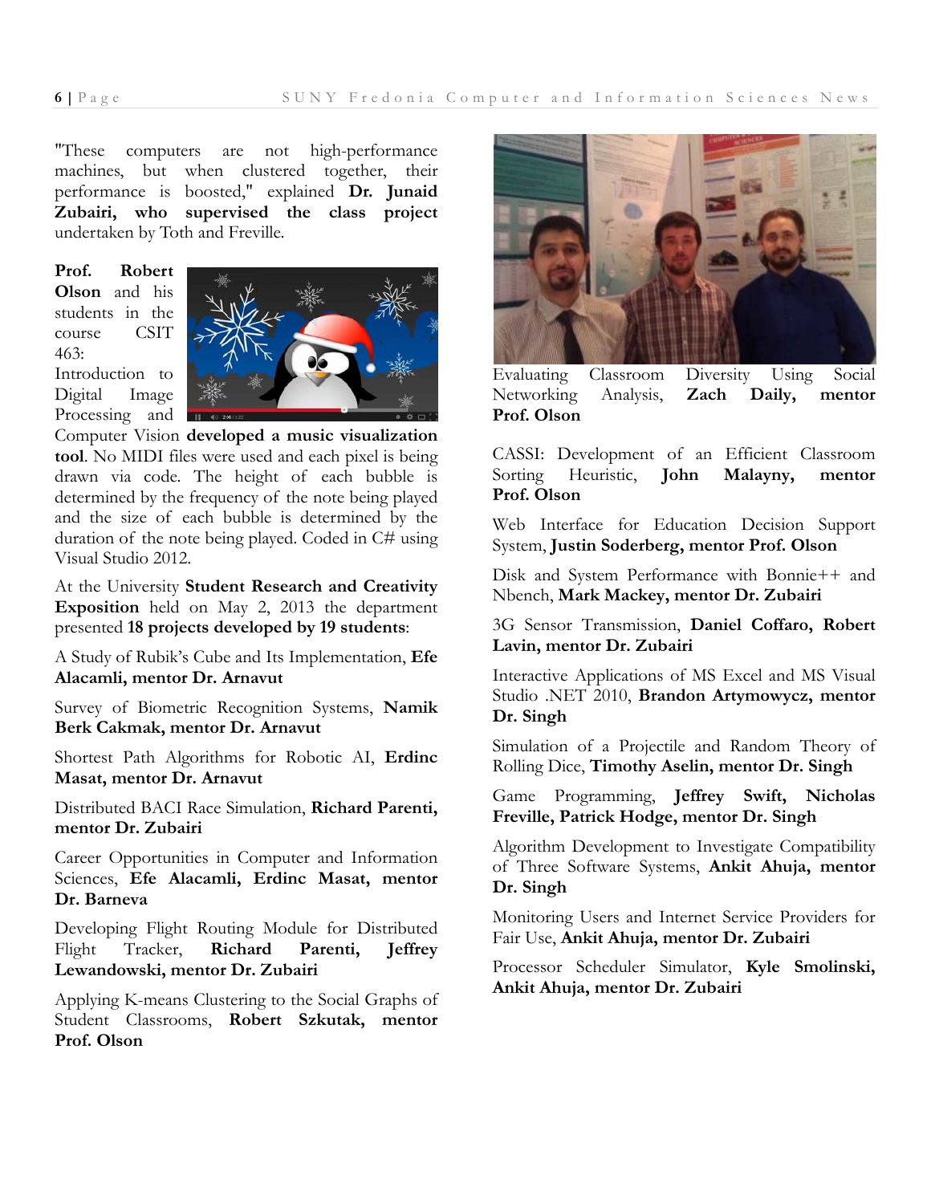"These computers are not high-performance machines, but when clustered together, their performance is boosted," explained **Dr. Junaid Zubairi, who supervised the class project** undertaken by Toth and Freville.

**Prof. Robert Olson** and his students in the course CSIT 463: Introduction to Digital Image Processing and Computer Vision **developed a music visualization tool**. No MIDI files were used and each pixel is being drawn via code. The height of each bubble is determined by the frequency of the note being played and the size of each bubble is determined by the duration of the note being played. Coded in C# using Visual Studio 2012.

At the University **Student Research and Creativity Exposition** held on May 2, 2013 the department presented **18 projects developed by 19 students**:

A Study of Rubik's Cube and Its Implementation, **Efe Alacamli, mentor Dr. Arnavut**

Survey of Biometric Recognition Systems, **Namik Berk Cakmak, mentor Dr. Arnavut**

Shortest Path Algorithms for Robotic AI, **Erdinc Masat, mentor Dr. Arnavut**

Distributed BACI Race Simulation, **Richard Parenti, mentor Dr. Zubairi**

Career Opportunities in Computer and Information Sciences, **Efe Alacamli, Erdinc Masat, mentor Dr. Barneva**

Developing Flight Routing Module for Distributed Flight Tracker, **Richard Parenti, Jeffrey Lewandowski, mentor Dr. Zubairi**

Applying K-means Clustering to the Social Graphs of Student Classrooms, **Robert Szkutak, mentor Prof. Olson**

Evaluating Classroom Diversity Using Social Networking Analysis, **Zach Daily, mentor Prof. Olson**

CASSI: Development of an Efficient Classroom Sorting Heuristic, **John Malayny, mentor Prof. Olson**

Web Interface for Education Decision Support System, **Justin Soderberg, mentor Prof. Olson**

Disk and System Performance with Bonnie++ and Nbench, **Mark Mackey, mentor Dr. Zubairi**

3G Sensor Transmission, **Daniel Coffaro, Robert Lavin, mentor Dr. Zubairi**

Interactive Applications of MS Excel and MS Visual Studio .NET 2010, **Brandon Artymowycz, mentor Dr. Singh**

Simulation of a Projectile and Random Theory of Rolling Dice, **Timothy Aselin, mentor Dr. Singh**

Game Programming, **Jeffrey Swift, Nicholas Freville, Patrick Hodge, mentor Dr. Singh**

Algorithm Development to Investigate Compatibility of Three Software Systems, **Ankit Ahuja, mentor Dr. Singh**

Monitoring Users and Internet Service Providers for Fair Use, **Ankit Ahuja, mentor Dr. Zubairi**

Processor Scheduler Simulator, **Kyle Smolinski, Ankit Ahuja, mentor Dr. Zubairi**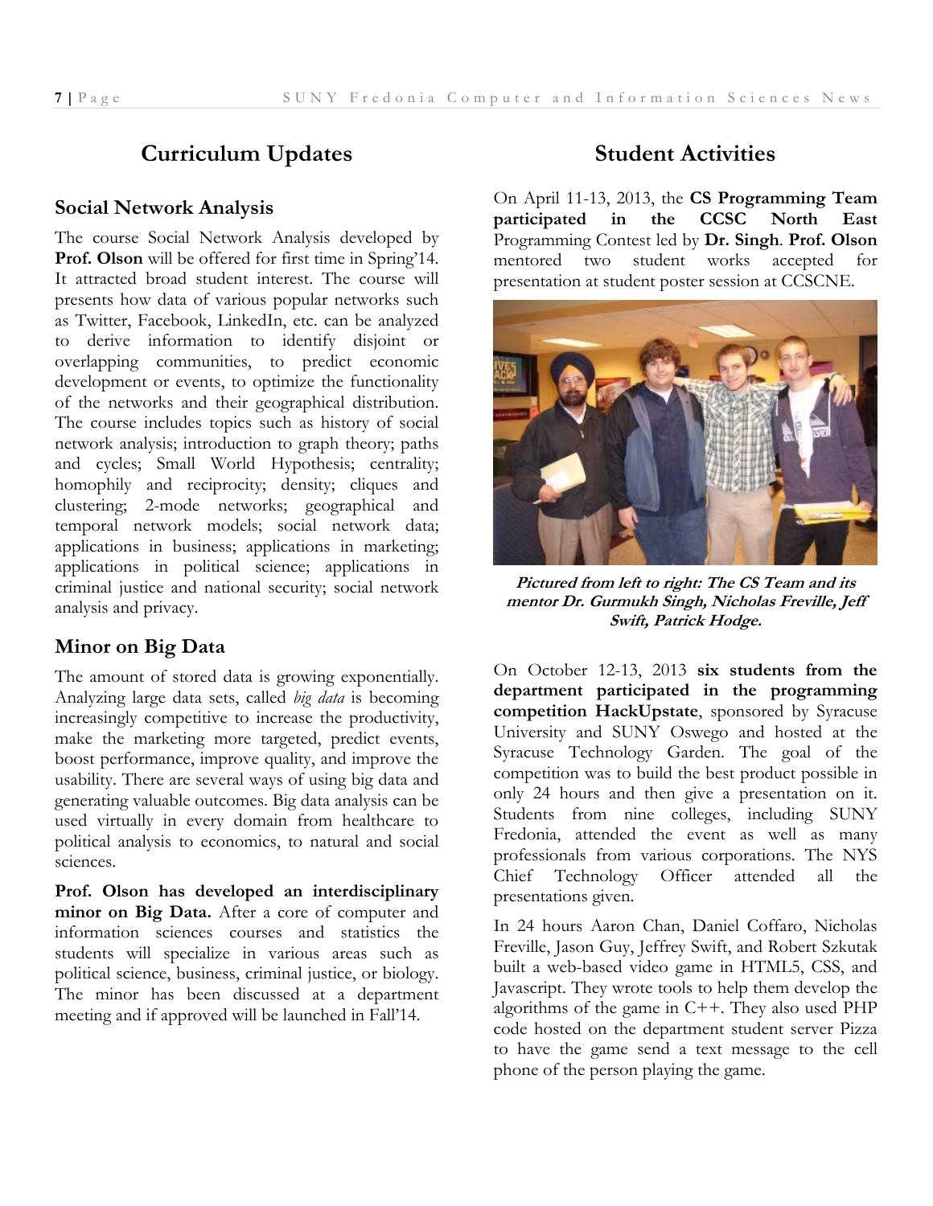## Curriculum Updates

### Social Network Analysis

The course Social Network Analysis developed by **Prof. Olson** will be offered for first time in Spring'14. It attracted broad student interest. The course will presents how data of various popular networks such as Twitter, Facebook, LinkedIn, etc. can be analyzed to derive information to identify disjoint or overlapping communities, to predict economic development or events, to optimize the functionality of the networks and their geographical distribution. The course includes topics such as history of social network analysis; introduction to graph theory; paths and cycles; Small World Hypothesis; centrality; homophily and reciprocity; density; cliques and clustering; 2-mode networks; geographical and temporal network models; social network data; applications in business; applications in marketing; applications in political science; applications in criminal justice and national security; social network analysis and privacy.

### Minor on Big Data

The amount of stored data is growing exponentially. Analyzing large data sets, called *big data* is becoming increasingly competitive to increase the productivity, make the marketing more targeted, predict events, boost performance, improve quality, and improve the usability. There are several ways of using big data and generating valuable outcomes. Big data analysis can be used virtually in every domain from healthcare to political analysis to economics, to natural and social sciences.

**Prof. Olson has developed an interdisciplinary minor on Big Data.** After a core of computer and information sciences courses and statistics the students will specialize in various areas such as political science, business, criminal justice, or biology. The minor has been discussed at a department meeting and if approved will be launched in Fall'14.

## Student Activities

On April 11-13, 2013, the **CS Programming Team participated in the CCSC North East** Programming Contest led by **Dr. Singh**. **Prof. Olson** mentored two student works accepted for presentation at student poster session at CCSCNE.

***Pictured from left to right: The CS Team and its mentor Dr. Gurmukh Singh, Nicholas Freville, Jeff Swift, Patrick Hodge.***

On October 12-13, 2013 **six students from the department participated in the programming competition HackUpstate**, sponsored by Syracuse University and SUNY Oswego and hosted at the Syracuse Technology Garden. The goal of the competition was to build the best product possible in only 24 hours and then give a presentation on it. Students from nine colleges, including SUNY Fredonia, attended the event as well as many professionals from various corporations. The NYS Chief Technology Officer attended all the presentations given.

In 24 hours Aaron Chan, Daniel Coffaro, Nicholas Freville, Jason Guy, Jeffrey Swift, and Robert Szkutak built a web-based video game in HTML5, CSS, and Javascript. They wrote tools to help them develop the algorithms of the game in C++. They also used PHP code hosted on the department student server Pizza to have the game send a text message to the cell phone of the person playing the game.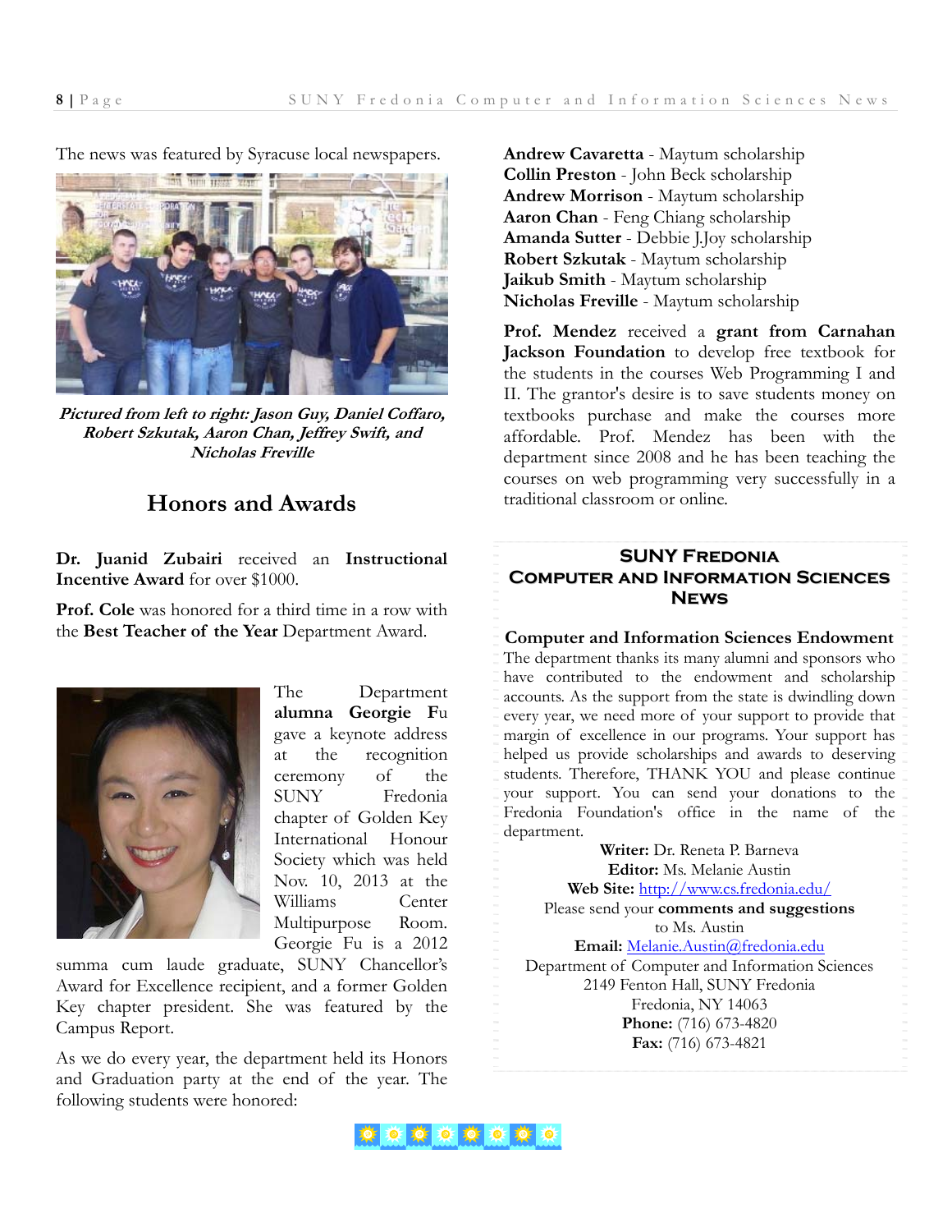The news was featured by Syracuse local newspapers.

*Pictured from left to right: Jason Guy, Daniel Coffaro, Robert Szkutak, Aaron Chan, Jeffrey Swift, and Nicholas Freville*

## Honors and Awards

**Dr. Juanid Zubairi** received an **Instructional Incentive Award** for over $1000.

**Prof. Cole** was honored for a third time in a row with the **Best Teacher of the Year** Department Award.

The Department **alumna Georgie Fu** gave a keynote address at the recognition ceremony of the SUNY Fredonia chapter of Golden Key International Honour Society which was held Nov. 10, 2013 at the Williams Center Multipurpose Room. Georgie Fu is a 2012 summa cum laude graduate, SUNY Chancellor's Award for Excellence recipient, and a former Golden Key chapter president. She was featured by the Campus Report.

As we do every year, the department held its Honors and Graduation party at the end of the year. The following students were honored:

**Andrew Cavaretta** - Maytum scholarship
**Collin Preston** - John Beck scholarship
**Andrew Morrison** - Maytum scholarship
**Aaron Chan** - Feng Chiang scholarship
**Amanda Sutter** - Debbie J.Joy scholarship
**Robert Szkutak** - Maytum scholarship
**Jaikub Smith** - Maytum scholarship
**Nicholas Freville** - Maytum scholarship

**Prof. Mendez** received a **grant from Carnahan Jackson Foundation** to develop free textbook for the students in the courses Web Programming I and II. The grantor's desire is to save students money on textbooks purchase and make the courses more affordable. Prof. Mendez has been with the department since 2008 and he has been teaching the courses on web programming very successfully in a traditional classroom or online.

## SUNY Fredonia Computer and Information Sciences News

**Computer and Information Sciences Endowment**

The department thanks its many alumni and sponsors who have contributed to the endowment and scholarship accounts. As the support from the state is dwindling down every year, we need more of your support to provide that margin of excellence in our programs. Your support has helped us provide scholarships and awards to deserving students. Therefore, THANK YOU and please continue your support. You can send your donations to the Fredonia Foundation's office in the name of the department.

**Writer:** Dr. Reneta P. Barneva
**Editor:** Ms. Melanie Austin
**Web Site:** http://www.cs.fredonia.edu/
Please send your **comments and suggestions** to Ms. Austin
**Email:** Melanie.Austin@fredonia.edu
Department of Computer and Information Sciences
2149 Fenton Hall, SUNY Fredonia
Fredonia, NY 14063
**Phone:** (716) 673-4820
**Fax:** (716) 673-4821